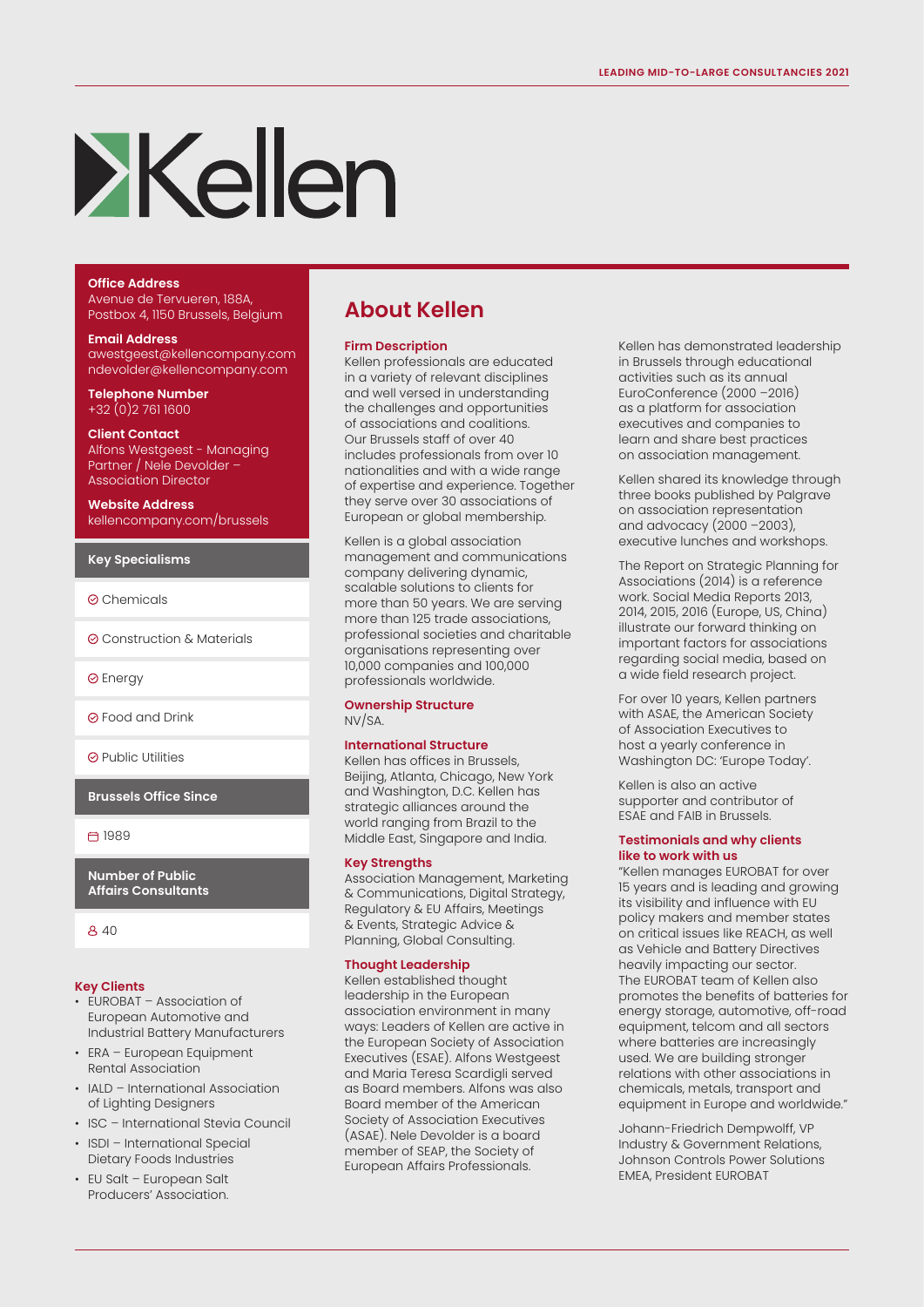# Kellen

**Office Address**
Avenue de Tervueren, 188A, Postbox 4, 1150 Brussels, Belgium

**Email Address**
awestgeest@kellencompany.com
ndevolder@kellencompany.com

**Telephone Number**
+32 (0)2 761 1600

**Client Contact**
Alfons Westgeest - Managing Partner / Nele Devolder – Association Director

**Website Address**
kellencompany.com/brussels

**Key Specialisms**

- Chemicals
- Construction & Materials
- Energy
- Food and Drink
- Public Utilities

**Brussels Office Since**

1989

**Number of Public Affairs Consultants**

40

### Key Clients

- EUROBAT – Association of European Automotive and Industrial Battery Manufacturers
- ERA – European Equipment Rental Association
- IALD – International Association of Lighting Designers
- ISC – International Stevia Council
- ISDI – International Special Dietary Foods Industries
- EU Salt – European Salt Producers' Association.

## About Kellen

### Firm Description

Kellen professionals are educated in a variety of relevant disciplines and well versed in understanding the challenges and opportunities of associations and coalitions. Our Brussels staff of over 40 includes professionals from over 10 nationalities and with a wide range of expertise and experience. Together they serve over 30 associations of European or global membership.

Kellen is a global association management and communications company delivering dynamic, scalable solutions to clients for more than 50 years. We are serving more than 125 trade associations, professional societies and charitable organisations representing over 10,000 companies and 100,000 professionals worldwide.

### Ownership Structure

NV/SA.

### International Structure

Kellen has offices in Brussels, Beijing, Atlanta, Chicago, New York and Washington, D.C. Kellen has strategic alliances around the world ranging from Brazil to the Middle East, Singapore and India.

### Key Strengths

Association Management, Marketing & Communications, Digital Strategy, Regulatory & EU Affairs, Meetings & Events, Strategic Advice & Planning, Global Consulting.

### Thought Leadership

Kellen established thought leadership in the European association environment in many ways: Leaders of Kellen are active in the European Society of Association Executives (ESAE). Alfons Westgeest and Maria Teresa Scardigli served as Board members. Alfons was also Board member of the American Society of Association Executives (ASAE). Nele Devolder is a board member of SEAP, the Society of European Affairs Professionals.

Kellen has demonstrated leadership in Brussels through educational activities such as its annual EuroConference (2000 –2016) as a platform for association executives and companies to learn and share best practices on association management.

Kellen shared its knowledge through three books published by Palgrave on association representation and advocacy (2000 –2003), executive lunches and workshops.

The Report on Strategic Planning for Associations (2014) is a reference work. Social Media Reports 2013, 2014, 2015, 2016 (Europe, US, China) illustrate our forward thinking on important factors for associations regarding social media, based on a wide field research project.

For over 10 years, Kellen partners with ASAE, the American Society of Association Executives to host a yearly conference in Washington DC: 'Europe Today'.

Kellen is also an active supporter and contributor of ESAE and FAIB in Brussels.

### Testimonials and why clients like to work with us

"Kellen manages EUROBAT for over 15 years and is leading and growing its visibility and influence with EU policy makers and member states on critical issues like REACH, as well as Vehicle and Battery Directives heavily impacting our sector. The EUROBAT team of Kellen also promotes the benefits of batteries for energy storage, automotive, off-road equipment, telcom and all sectors where batteries are increasingly used. We are building stronger relations with other associations in chemicals, metals, transport and equipment in Europe and worldwide."

Johann-Friedrich Dempwolff, VP Industry & Government Relations, Johnson Controls Power Solutions EMEA, President EUROBAT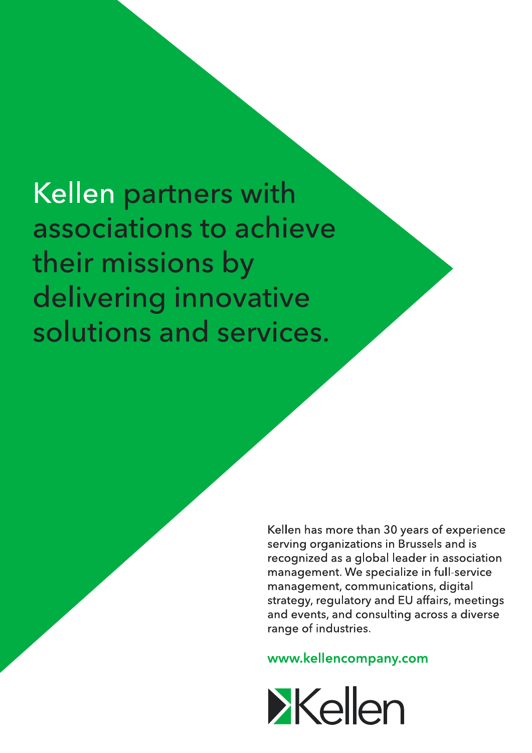Kellen partners with associations to achieve their missions by delivering innovative solutions and services.

Kellen has more than 30 years of experience serving organizations in Brussels and is recognized as a global leader in association management. We specialize in full-service management, communications, digital strategy, regulatory and EU affairs, meetings and events, and consulting across a diverse range of industries.

www.kellencompany.com

Kellen